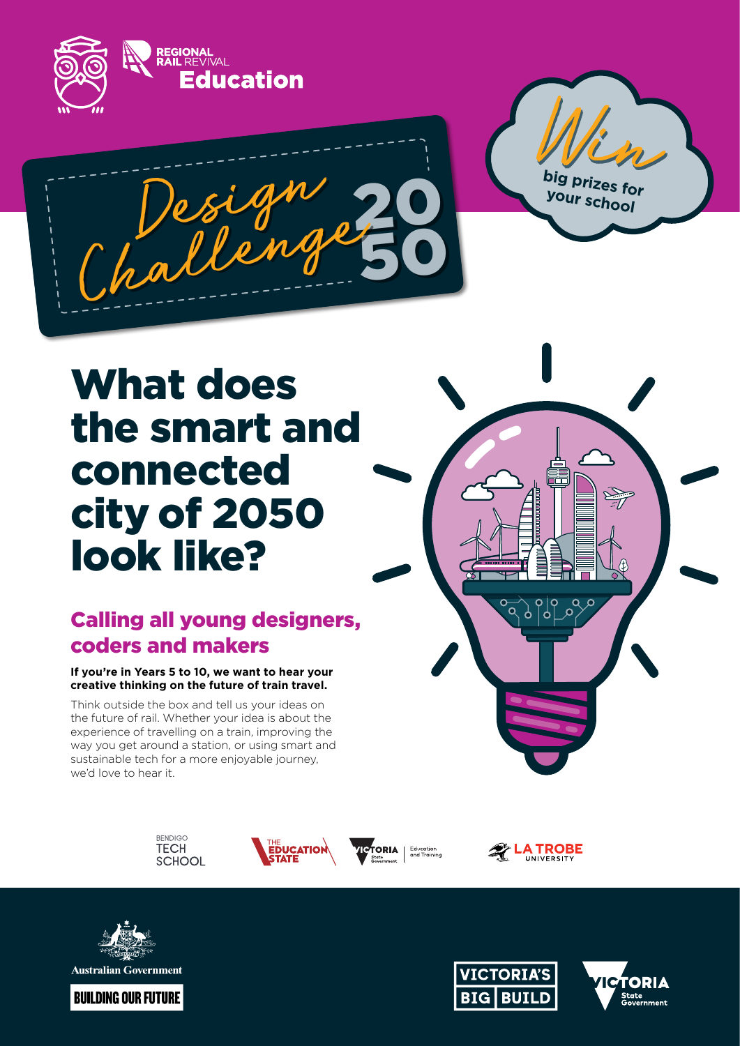REGIONAL RAIL REVIVAL
Education

# Design Challenge 2050

**Win big prizes for your school**

# What does the smart and connected city of 2050 look like?

## Calling all young designers, coders and makers

**If you're in Years 5 to 10, we want to hear your creative thinking on the future of train travel.**

Think outside the box and tell us your ideas on the future of rail. Whether your idea is about the experience of travelling on a train, improving the way you get around a station, or using smart and sustainable tech for a more enjoyable journey, we'd love to hear it.

BENDIGO TECH SCHOOL

THE EDUCATION STATE

VICTORIA State Government | Education and Training

LA TROBE UNIVERSITY

Australian Government

BUILDING OUR FUTURE

VICTORIA'S BIG BUILD

VICTORIA State Government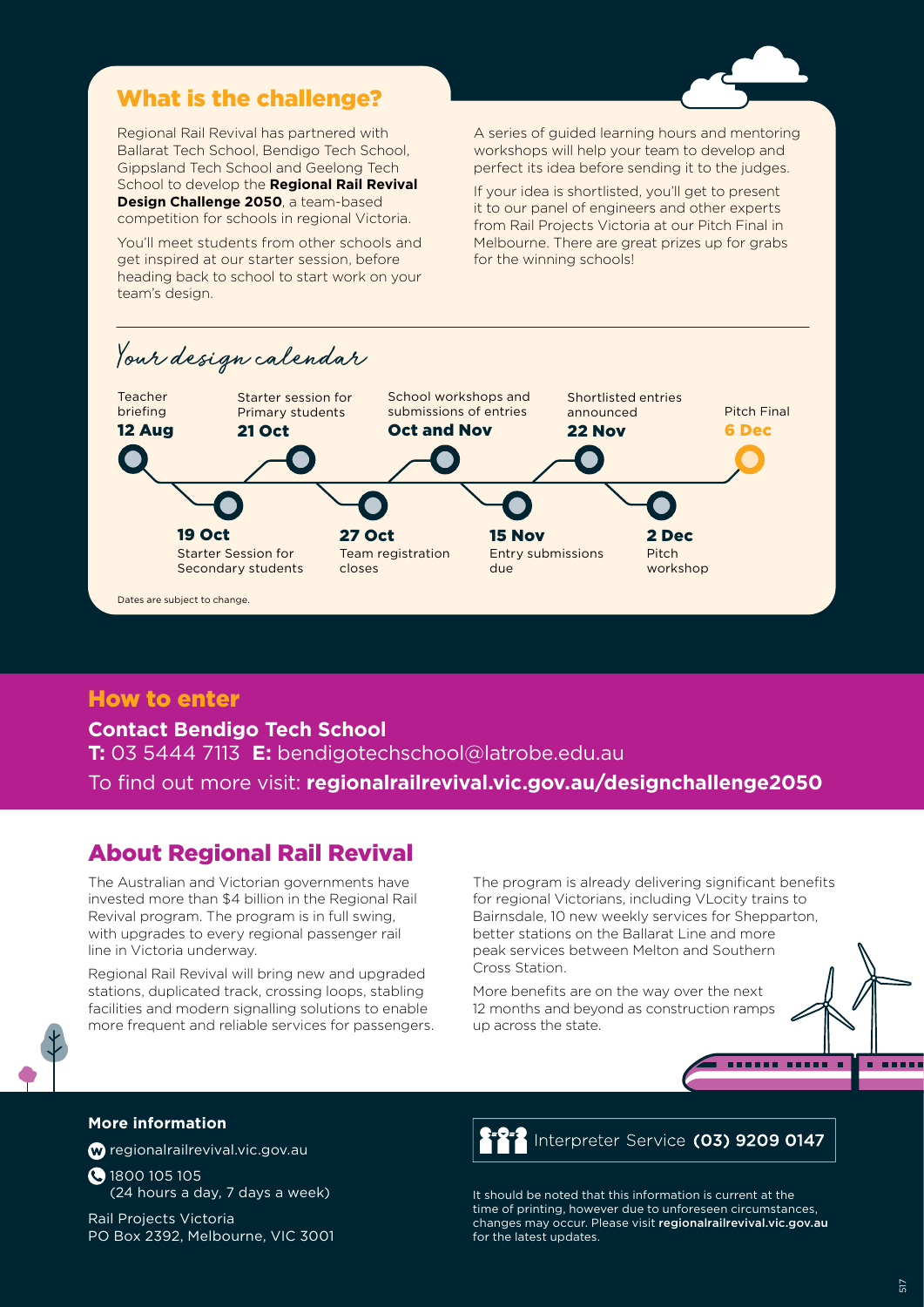## What is the challenge?

Regional Rail Revival has partnered with Ballarat Tech School, Bendigo Tech School, Gippsland Tech School and Geelong Tech School to develop the **Regional Rail Revival Design Challenge 2050**, a team-based competition for schools in regional Victoria.

You'll meet students from other schools and get inspired at our starter session, before heading back to school to start work on your team's design.

A series of guided learning hours and mentoring workshops will help your team to develop and perfect its idea before sending it to the judges.

If your idea is shortlisted, you'll get to present it to our panel of engineers and other experts from Rail Projects Victoria at our Pitch Final in Melbourne. There are great prizes up for grabs for the winning schools!

### Your design calendar

- **12 Aug** – Teacher briefing
- **19 Oct** – Starter Session for Secondary students
- **21 Oct** – Starter session for Primary students
- **27 Oct** – Team registration closes
- **Oct and Nov** – School workshops and submissions of entries
- **15 Nov** – Entry submissions due
- **22 Nov** – Shortlisted entries announced
- **2 Dec** – Pitch workshop
- **6 Dec** – Pitch Final

Dates are subject to change.

## How to enter

**Contact Bendigo Tech School**

**T:** 03 5444 7113 **E:** bendigotechschool@latrobe.edu.au

To find out more visit: **regionalrailrevival.vic.gov.au/designchallenge2050**

## About Regional Rail Revival

The Australian and Victorian governments have invested more than $4 billion in the Regional Rail Revival program. The program is in full swing, with upgrades to every regional passenger rail line in Victoria underway.

Regional Rail Revival will bring new and upgraded stations, duplicated track, crossing loops, stabling facilities and modern signalling solutions to enable more frequent and reliable services for passengers.

The program is already delivering significant benefits for regional Victorians, including VLocity trains to Bairnsdale, 10 new weekly services for Shepparton, better stations on the Ballarat Line and more peak services between Melton and Southern Cross Station.

More benefits are on the way over the next 12 months and beyond as construction ramps up across the state.

### More information

regionalrailrevival.vic.gov.au

1800 105 105
(24 hours a day, 7 days a week)

Rail Projects Victoria
PO Box 2392, Melbourne, VIC 3001

Interpreter Service **(03) 9209 0147**

It should be noted that this information is current at the time of printing, however due to unforeseen circumstances, changes may occur. Please visit **regionalrailrevival.vic.gov.au** for the latest updates.